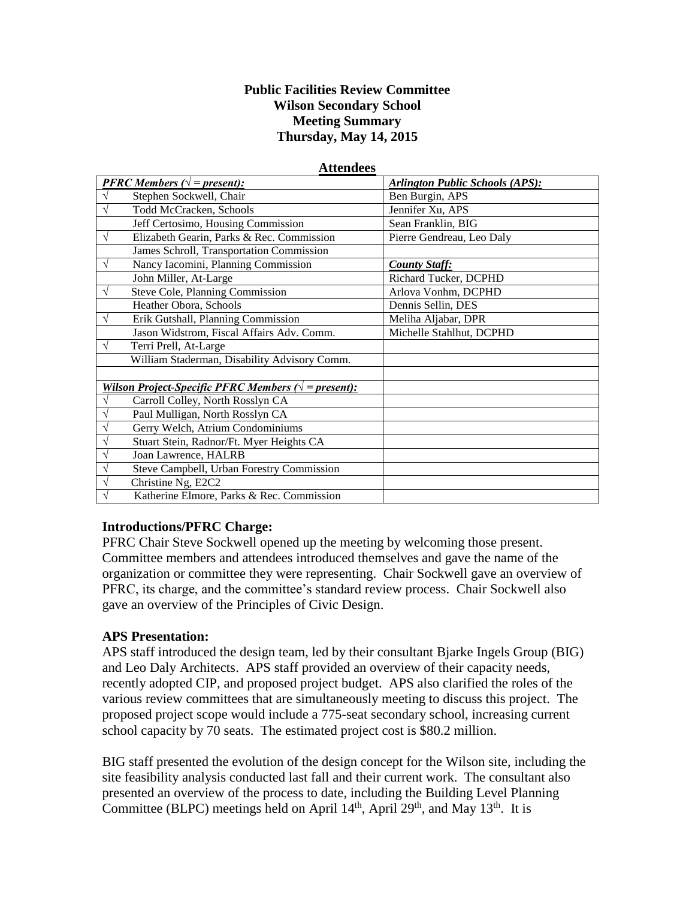# Public Facilities Review Committee
## Wilson Secondary School
## Meeting Summary
## Thursday, May 14, 2015

### Attendees

| ***PFRC Members (√ = present):*** | ***Arlington Public Schools (APS):*** |
|---|---|
| √ Stephen Sockwell, Chair | Ben Burgin, APS |
| √ Todd McCracken, Schools | Jennifer Xu, APS |
| Jeff Certosimo, Housing Commission | Sean Franklin, BIG |
| √ Elizabeth Gearin, Parks & Rec. Commission | Pierre Gendreau, Leo Daly |
| James Schroll, Transportation Commission | |
| √ Nancy Iacomini, Planning Commission | ***County Staff:*** |
| John Miller, At-Large | Richard Tucker, DCPHD |
| √ Steve Cole, Planning Commission | Arlova Vonhm, DCPHD |
| Heather Obora, Schools | Dennis Sellin, DES |
| √ Erik Gutshall, Planning Commission | Meliha Aljabar, DPR |
| Jason Widstrom, Fiscal Affairs Adv. Comm. | Michelle Stahlhut, DCPHD |
| √ Terri Prell, At-Large | |
| William Staderman, Disability Advisory Comm. | |
| | |
| ***Wilson Project-Specific PFRC Members (√ = present):*** | |
| √ Carroll Colley, North Rosslyn CA | |
| √ Paul Mulligan, North Rosslyn CA | |
| √ Gerry Welch, Atrium Condominiums | |
| √ Stuart Stein, Radnor/Ft. Myer Heights CA | |
| √ Joan Lawrence, HALRB | |
| √ Steve Campbell, Urban Forestry Commission | |
| √ Christine Ng, E2C2 | |
| √ Katherine Elmore, Parks & Rec. Commission | |

**Introductions/PFRC Charge:**

PFRC Chair Steve Sockwell opened up the meeting by welcoming those present. Committee members and attendees introduced themselves and gave the name of the organization or committee they were representing. Chair Sockwell gave an overview of PFRC, its charge, and the committee's standard review process. Chair Sockwell also gave an overview of the Principles of Civic Design.

**APS Presentation:**

APS staff introduced the design team, led by their consultant Bjarke Ingels Group (BIG) and Leo Daly Architects. APS staff provided an overview of their capacity needs, recently adopted CIP, and proposed project budget. APS also clarified the roles of the various review committees that are simultaneously meeting to discuss this project. The proposed project scope would include a 775-seat secondary school, increasing current school capacity by 70 seats. The estimated project cost is $80.2 million.

BIG staff presented the evolution of the design concept for the Wilson site, including the site feasibility analysis conducted last fall and their current work. The consultant also presented an overview of the process to date, including the Building Level Planning Committee (BLPC) meetings held on April 14th, April 29th, and May 13th. It is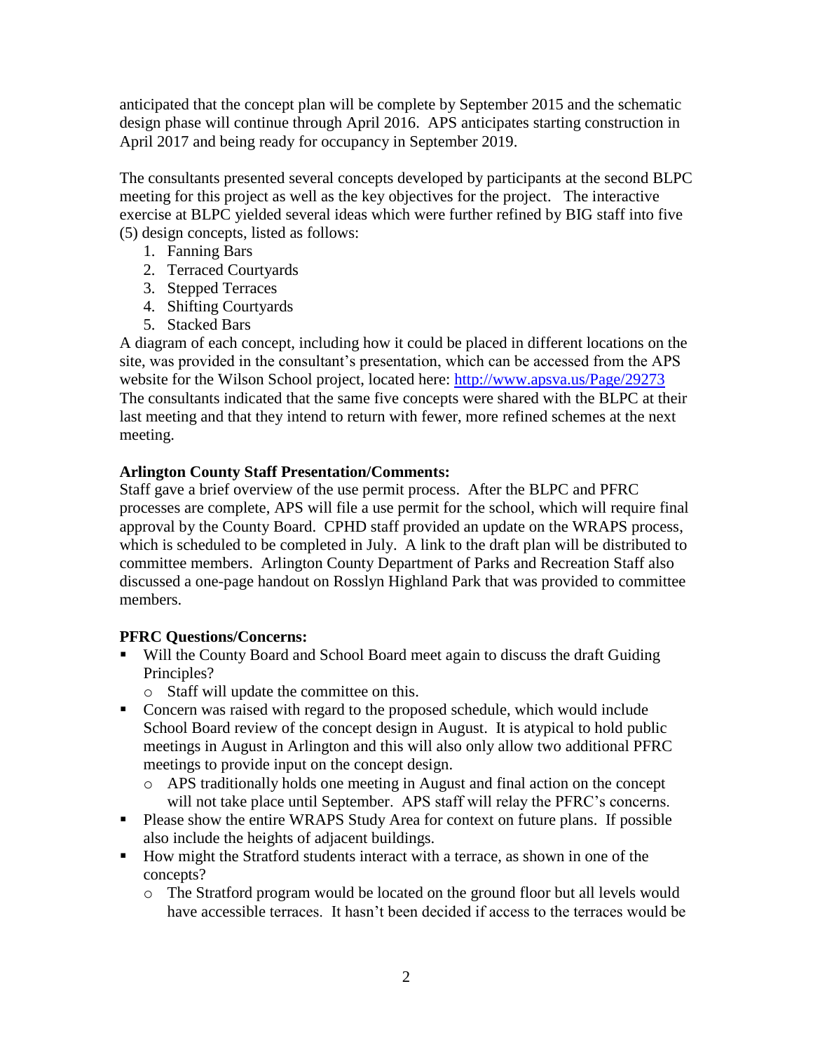anticipated that the concept plan will be complete by September 2015 and the schematic design phase will continue through April 2016. APS anticipates starting construction in April 2017 and being ready for occupancy in September 2019.

The consultants presented several concepts developed by participants at the second BLPC meeting for this project as well as the key objectives for the project. The interactive exercise at BLPC yielded several ideas which were further refined by BIG staff into five (5) design concepts, listed as follows:

1. Fanning Bars
2. Terraced Courtyards
3. Stepped Terraces
4. Shifting Courtyards
5. Stacked Bars

A diagram of each concept, including how it could be placed in different locations on the site, was provided in the consultant's presentation, which can be accessed from the APS website for the Wilson School project, located here: [http://www.apsva.us/Page/29273](http://www.apsva.us/Page/29273) The consultants indicated that the same five concepts were shared with the BLPC at their last meeting and that they intend to return with fewer, more refined schemes at the next meeting.

**Arlington County Staff Presentation/Comments:**

Staff gave a brief overview of the use permit process. After the BLPC and PFRC processes are complete, APS will file a use permit for the school, which will require final approval by the County Board. CPHD staff provided an update on the WRAPS process, which is scheduled to be completed in July. A link to the draft plan will be distributed to committee members. Arlington County Department of Parks and Recreation Staff also discussed a one-page handout on Rosslyn Highland Park that was provided to committee members.

**PFRC Questions/Concerns:**

- Will the County Board and School Board meet again to discuss the draft Guiding Principles?
  - Staff will update the committee on this.
- Concern was raised with regard to the proposed schedule, which would include School Board review of the concept design in August. It is atypical to hold public meetings in August in Arlington and this will also only allow two additional PFRC meetings to provide input on the concept design.
  - APS traditionally holds one meeting in August and final action on the concept will not take place until September. APS staff will relay the PFRC's concerns.
- Please show the entire WRAPS Study Area for context on future plans. If possible also include the heights of adjacent buildings.
- How might the Stratford students interact with a terrace, as shown in one of the concepts?
  - The Stratford program would be located on the ground floor but all levels would have accessible terraces. It hasn't been decided if access to the terraces would be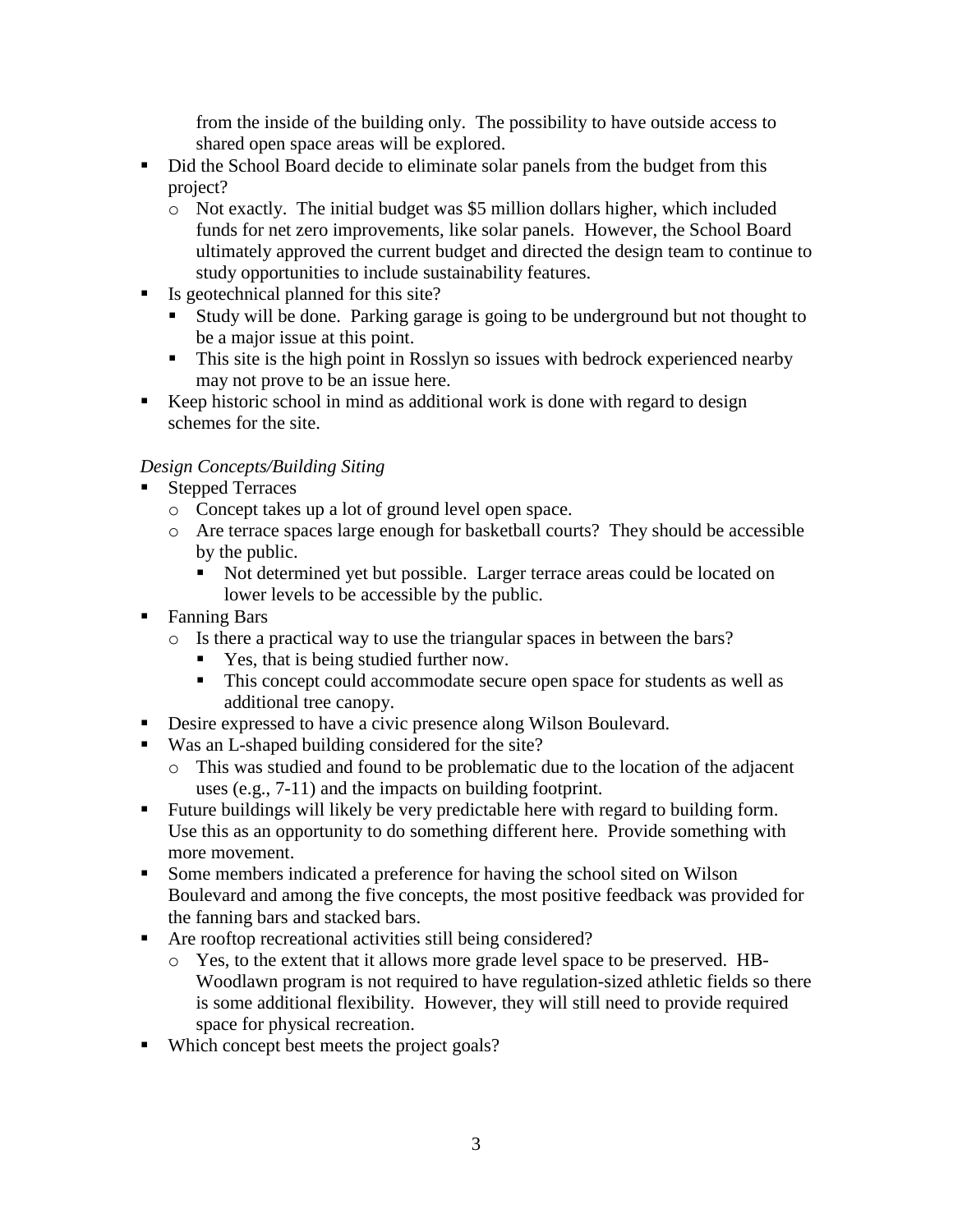from the inside of the building only. The possibility to have outside access to shared open space areas will be explored.

- Did the School Board decide to eliminate solar panels from the budget from this project?
  - Not exactly. The initial budget was $5 million dollars higher, which included funds for net zero improvements, like solar panels. However, the School Board ultimately approved the current budget and directed the design team to continue to study opportunities to include sustainability features.
- Is geotechnical planned for this site?
  - Study will be done. Parking garage is going to be underground but not thought to be a major issue at this point.
  - This site is the high point in Rosslyn so issues with bedrock experienced nearby may not prove to be an issue here.
- Keep historic school in mind as additional work is done with regard to design schemes for the site.

*Design Concepts/Building Siting*

- Stepped Terraces
  - Concept takes up a lot of ground level open space.
  - Are terrace spaces large enough for basketball courts? They should be accessible by the public.
    - Not determined yet but possible. Larger terrace areas could be located on lower levels to be accessible by the public.
- Fanning Bars
  - Is there a practical way to use the triangular spaces in between the bars?
    - Yes, that is being studied further now.
    - This concept could accommodate secure open space for students as well as additional tree canopy.
- Desire expressed to have a civic presence along Wilson Boulevard.
- Was an L-shaped building considered for the site?
  - This was studied and found to be problematic due to the location of the adjacent uses (e.g., 7-11) and the impacts on building footprint.
- Future buildings will likely be very predictable here with regard to building form. Use this as an opportunity to do something different here. Provide something with more movement.
- Some members indicated a preference for having the school sited on Wilson Boulevard and among the five concepts, the most positive feedback was provided for the fanning bars and stacked bars.
- Are rooftop recreational activities still being considered?
  - Yes, to the extent that it allows more grade level space to be preserved. HB-Woodlawn program is not required to have regulation-sized athletic fields so there is some additional flexibility. However, they will still need to provide required space for physical recreation.
- Which concept best meets the project goals?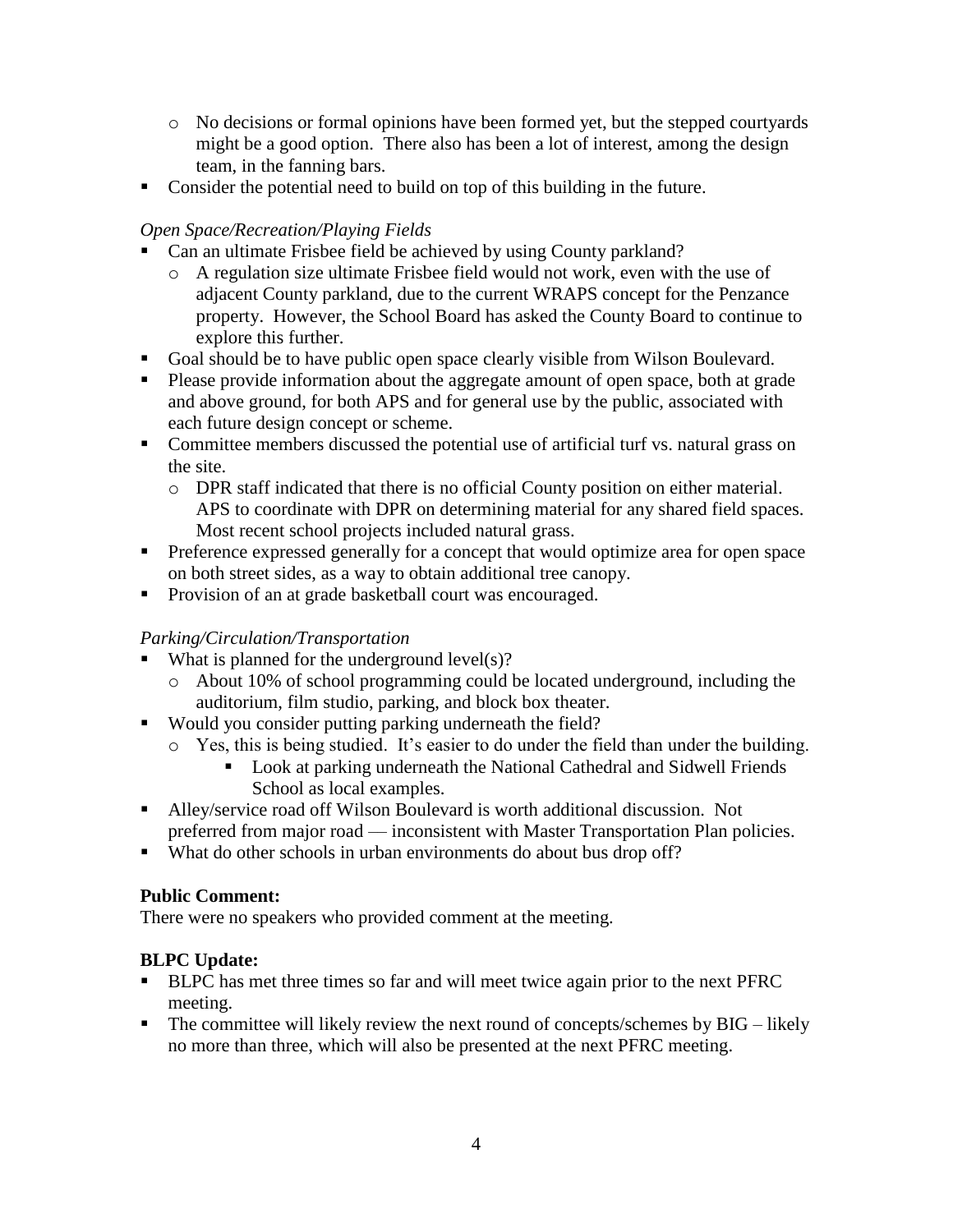- No decisions or formal opinions have been formed yet, but the stepped courtyards might be a good option. There also has been a lot of interest, among the design team, in the fanning bars.
- Consider the potential need to build on top of this building in the future.

*Open Space/Recreation/Playing Fields*

- Can an ultimate Frisbee field be achieved by using County parkland?
    - A regulation size ultimate Frisbee field would not work, even with the use of adjacent County parkland, due to the current WRAPS concept for the Penzance property. However, the School Board has asked the County Board to continue to explore this further.
- Goal should be to have public open space clearly visible from Wilson Boulevard.
- Please provide information about the aggregate amount of open space, both at grade and above ground, for both APS and for general use by the public, associated with each future design concept or scheme.
- Committee members discussed the potential use of artificial turf vs. natural grass on the site.
    - DPR staff indicated that there is no official County position on either material. APS to coordinate with DPR on determining material for any shared field spaces. Most recent school projects included natural grass.
- Preference expressed generally for a concept that would optimize area for open space on both street sides, as a way to obtain additional tree canopy.
- Provision of an at grade basketball court was encouraged.

*Parking/Circulation/Transportation*

- What is planned for the underground level(s)?
    - About 10% of school programming could be located underground, including the auditorium, film studio, parking, and block box theater.
- Would you consider putting parking underneath the field?
    - Yes, this is being studied. It's easier to do under the field than under the building.
        - Look at parking underneath the National Cathedral and Sidwell Friends School as local examples.
- Alley/service road off Wilson Boulevard is worth additional discussion. Not preferred from major road — inconsistent with Master Transportation Plan policies.
- What do other schools in urban environments do about bus drop off?

**Public Comment:**

There were no speakers who provided comment at the meeting.

**BLPC Update:**

- BLPC has met three times so far and will meet twice again prior to the next PFRC meeting.
- The committee will likely review the next round of concepts/schemes by BIG – likely no more than three, which will also be presented at the next PFRC meeting.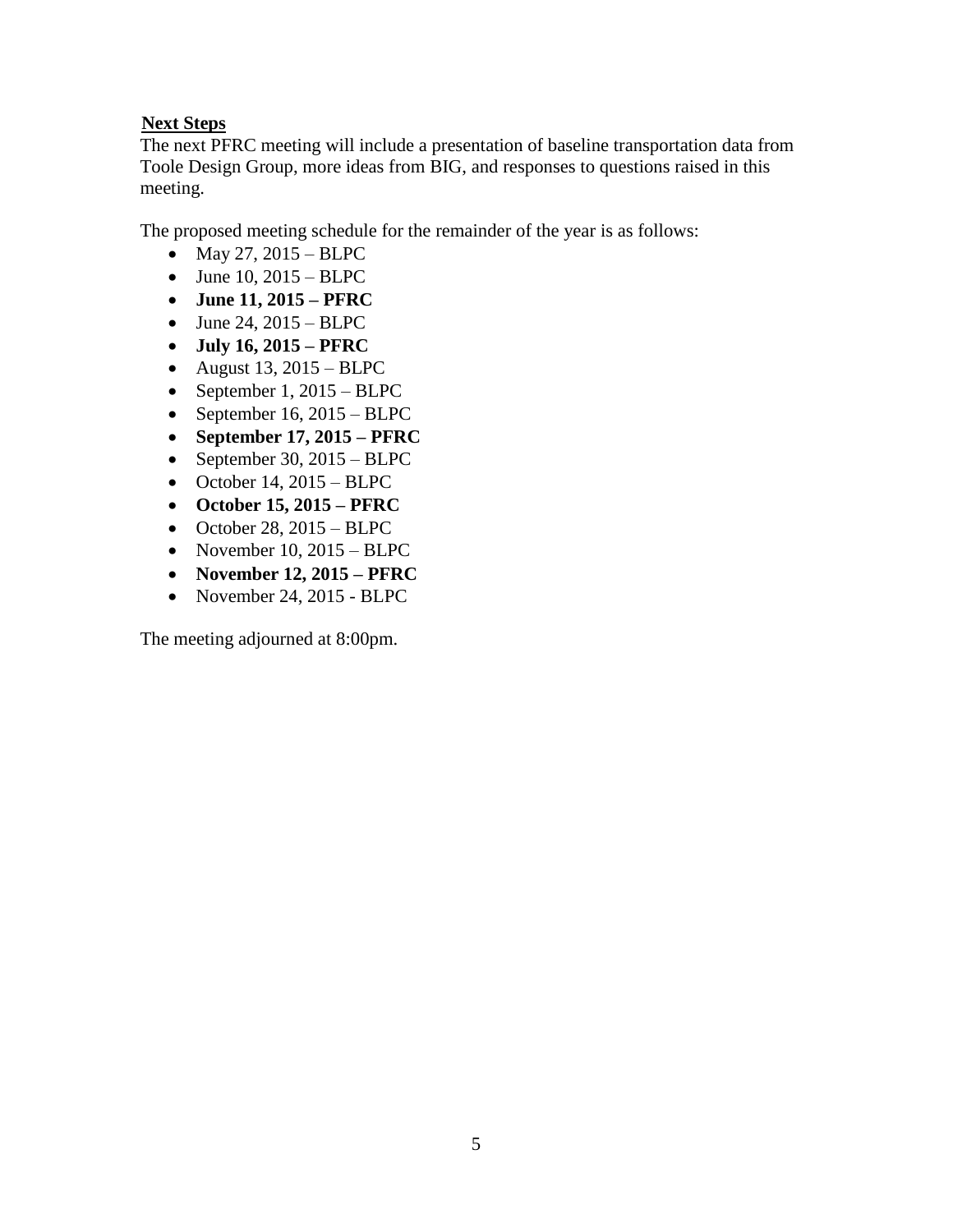**Next Steps**

The next PFRC meeting will include a presentation of baseline transportation data from Toole Design Group, more ideas from BIG, and responses to questions raised in this meeting.

The proposed meeting schedule for the remainder of the year is as follows:

- May 27, 2015 – BLPC
- June 10, 2015 – BLPC
- **June 11, 2015 – PFRC**
- June 24, 2015 – BLPC
- **July 16, 2015 – PFRC**
- August 13, 2015 – BLPC
- September 1, 2015 – BLPC
- September 16, 2015 – BLPC
- **September 17, 2015 – PFRC**
- September 30, 2015 – BLPC
- October 14, 2015 – BLPC
- **October 15, 2015 – PFRC**
- October 28, 2015 – BLPC
- November 10, 2015 – BLPC
- **November 12, 2015 – PFRC**
- November 24, 2015 - BLPC

The meeting adjourned at 8:00pm.